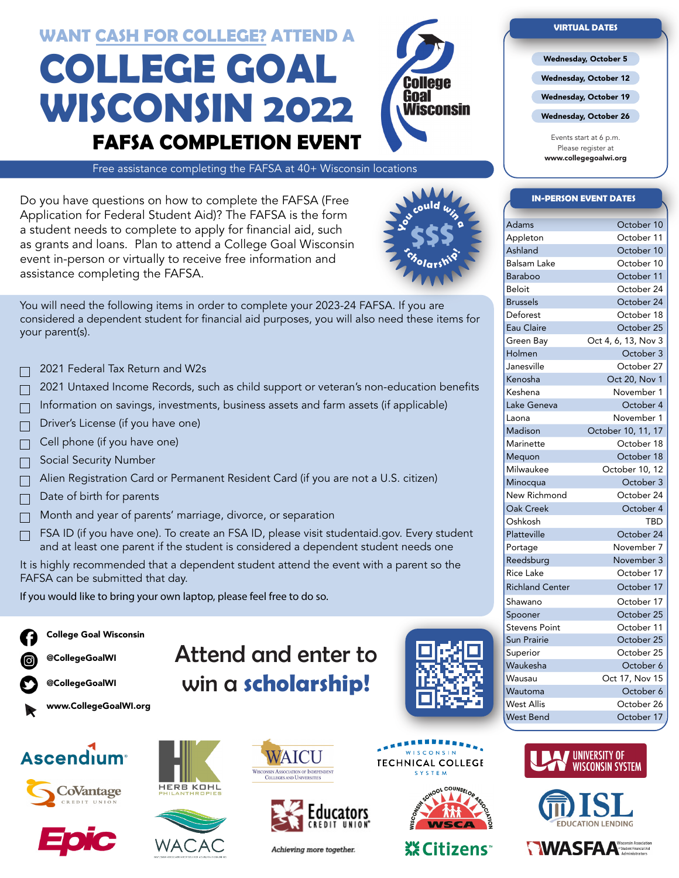**WANT CASH FOR COLLEGE? ATTEND A**

# COLLEGE GOAL WISCONSIN 2022

## FAFSA COMPLETION EVENT

Free assistance completing the FAFSA at 40+ Wisconsin locations

Do you have questions on how to complete the FAFSA (Free Application for Federal Student Aid)? The FAFSA is the form a student needs to complete to apply for financial aid, such as grants and loans. Plan to attend a College Goal Wisconsin event in-person or virtually to receive free information and assistance completing the FAFSA.

You could win a $$$ scholarship!

You will need the following items in order to complete your 2023-24 FAFSA. If you are considered a dependent student for financial aid purposes, you will also need these items for your parent(s).

- [ ] 2021 Federal Tax Return and W2s
- [ ] 2021 Untaxed Income Records, such as child support or veteran's non-education benefits
- [ ] Information on savings, investments, business assets and farm assets (if applicable)
- [ ] Driver's License (if you have one)
- [ ] Cell phone (if you have one)
- [ ] Social Security Number
- [ ] Alien Registration Card or Permanent Resident Card (if you are not a U.S. citizen)
- [ ] Date of birth for parents
- [ ] Month and year of parents' marriage, divorce, or separation
- [ ] FSA ID (if you have one). To create an FSA ID, please visit studentaid.gov. Every student and at least one parent if the student is considered a dependent student needs one

It is highly recommended that a dependent student attend the event with a parent so the FAFSA can be submitted that day.

If you would like to bring your own laptop, please feel free to do so.

### VIRTUAL DATES

- Wednesday, October 5
- Wednesday, October 12
- Wednesday, October 19
- Wednesday, October 26

Events start at 6 p.m.
Please register at
**www.collegegoalwi.org**

### IN-PERSON EVENT DATES

| Location | Date |
|---|---|
| Adams | October 10 |
| Appleton | October 11 |
| Ashland | October 10 |
| Balsam Lake | October 10 |
| Baraboo | October 11 |
| Beloit | October 24 |
| Brussels | October 24 |
| Deforest | October 18 |
| Eau Claire | October 25 |
| Green Bay | Oct 4, 6, 13, Nov 3 |
| Holmen | October 3 |
| Janesville | October 27 |
| Kenosha | Oct 20, Nov 1 |
| Keshena | November 1 |
| Lake Geneva | October 4 |
| Laona | November 1 |
| Madison | October 10, 11, 17 |
| Marinette | October 18 |
| Mequon | October 18 |
| Milwaukee | October 10, 12 |
| Minocqua | October 3 |
| New Richmond | October 24 |
| Oak Creek | October 4 |
| Oshkosh | TBD |
| Platteville | October 24 |
| Portage | November 7 |
| Reedsburg | November 3 |
| Rice Lake | October 17 |
| Richland Center | October 17 |
| Shawano | October 17 |
| Spooner | October 25 |
| Stevens Point | October 11 |
| Sun Prairie | October 25 |
| Superior | October 25 |
| Waukesha | October 6 |
| Wausau | Oct 17, Nov 15 |
| Wautoma | October 6 |
| West Allis | October 26 |
| West Bend | October 17 |

**College Goal Wisconsin**
**@CollegeGoalWI**
**@CollegeGoalWI**
**www.CollegeGoalWI.org**

## Attend and enter to win a scholarship!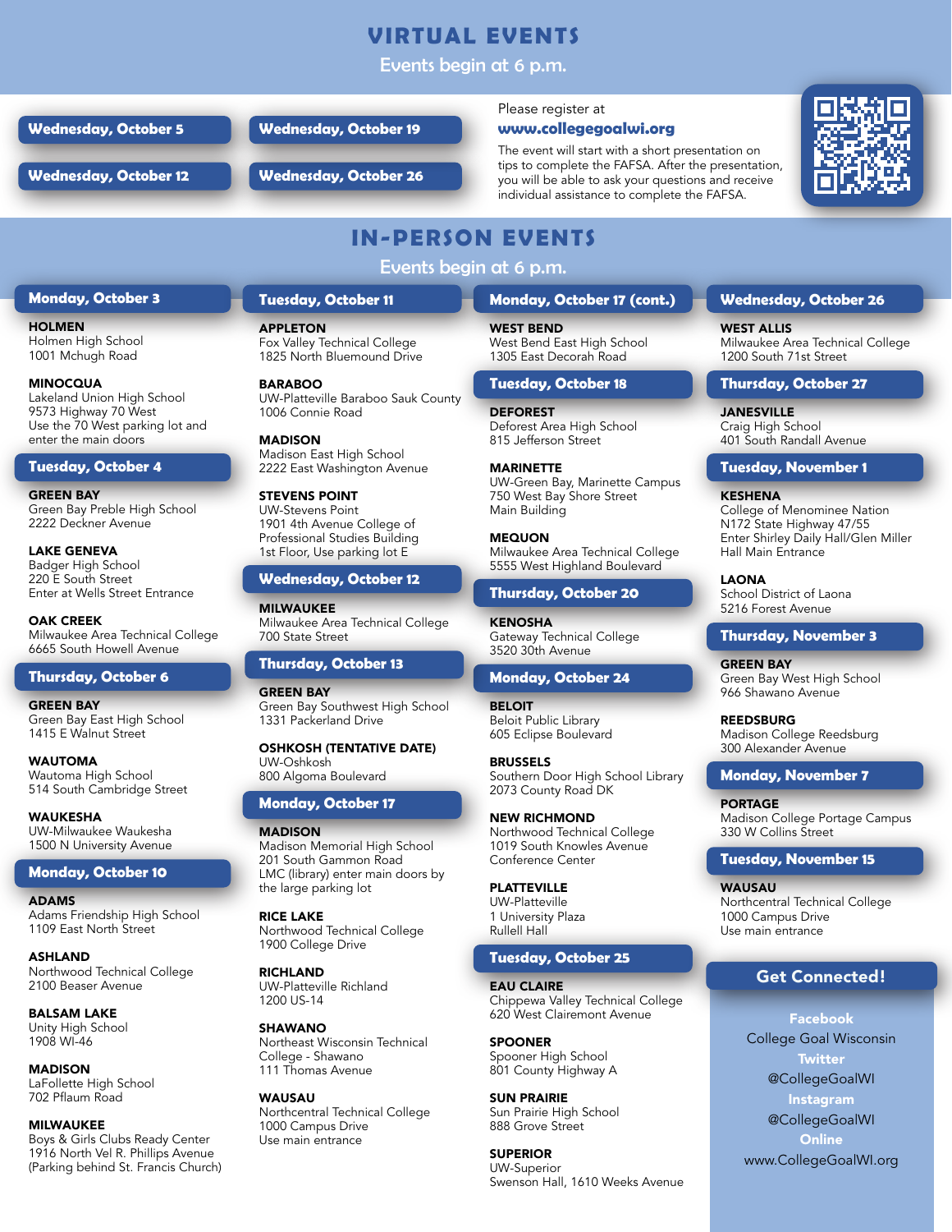# VIRTUAL EVENTS

Events begin at 6 p.m.

**Wednesday, October 5**

**Wednesday, October 12**

**Wednesday, October 19**

**Wednesday, October 26**

Please register at **www.collegegoalwi.org**

The event will start with a short presentation on tips to complete the FAFSA. After the presentation, you will be able to ask your questions and receive individual assistance to complete the FAFSA.

# IN-PERSON EVENTS

Events begin at 6 p.m.

## Monday, October 3

**HOLMEN**
Holmen High School
1001 Mchugh Road

**MINOCQUA**
Lakeland Union High School
9573 Highway 70 West
Use the 70 West parking lot and enter the main doors

## Tuesday, October 4

**GREEN BAY**
Green Bay Preble High School
2222 Deckner Avenue

**LAKE GENEVA**
Badger High School
220 E South Street
Enter at Wells Street Entrance

**OAK CREEK**
Milwaukee Area Technical College
6665 South Howell Avenue

## Thursday, October 6

**GREEN BAY**
Green Bay East High School
1415 E Walnut Street

**WAUTOMA**
Wautoma High School
514 South Cambridge Street

**WAUKESHA**
UW-Milwaukee Waukesha
1500 N University Avenue

## Monday, October 10

**ADAMS**
Adams Friendship High School
1109 East North Street

**ASHLAND**
Northwood Technical College
2100 Beaser Avenue

**BALSAM LAKE**
Unity High School
1908 WI-46

**MADISON**
LaFollette High School
702 Pflaum Road

**MILWAUKEE**
Boys & Girls Clubs Ready Center
1916 North Vel R. Phillips Avenue
(Parking behind St. Francis Church)

## Tuesday, October 11

**APPLETON**
Fox Valley Technical College
1825 North Bluemound Drive

**BARABOO**
UW-Platteville Baraboo Sauk County
1006 Connie Road

**MADISON**
Madison East High School
2222 East Washington Avenue

**STEVENS POINT**
UW-Stevens Point
1901 4th Avenue College of Professional Studies Building
1st Floor, Use parking lot E

## Wednesday, October 12

**MILWAUKEE**
Milwaukee Area Technical College
700 State Street

## Thursday, October 13

**GREEN BAY**
Green Bay Southwest High School
1331 Packerland Drive

**OSHKOSH (TENTATIVE DATE)**
UW-Oshkosh
800 Algoma Boulevard

## Monday, October 17

**MADISON**
Madison Memorial High School
201 South Gammon Road
LMC (library) enter main doors by the large parking lot

**RICE LAKE**
Northwood Technical College
1900 College Drive

**RICHLAND**
UW-Platteville Richland
1200 US-14

**SHAWANO**
Northeast Wisconsin Technical College - Shawano
111 Thomas Avenue

**WAUSAU**
Northcentral Technical College
1000 Campus Drive
Use main entrance

## Monday, October 17 (cont.)

**WEST BEND**
West Bend East High School
1305 East Decorah Road

## Tuesday, October 18

**DEFOREST**
Deforest Area High School
815 Jefferson Street

**MARINETTE**
UW-Green Bay, Marinette Campus
750 West Bay Shore Street
Main Building

**MEQUON**
Milwaukee Area Technical College
5555 West Highland Boulevard

## Thursday, October 20

**KENOSHA**
Gateway Technical College
3520 30th Avenue

## Monday, October 24

**BELOIT**
Beloit Public Library
605 Eclipse Boulevard

**BRUSSELS**
Southern Door High School Library
2073 County Road DK

**NEW RICHMOND**
Northwood Technical College
1019 South Knowles Avenue
Conference Center

**PLATTEVILLE**
UW-Platteville
1 University Plaza
Rullell Hall

## Tuesday, October 25

**EAU CLAIRE**
Chippewa Valley Technical College
620 West Clairemont Avenue

**SPOONER**
Spooner High School
801 County Highway A

**SUN PRAIRIE**
Sun Prairie High School
888 Grove Street

**SUPERIOR**
UW-Superior
Swenson Hall, 1610 Weeks Avenue

## Wednesday, October 26

**WEST ALLIS**
Milwaukee Area Technical College
1200 South 71st Street

## Thursday, October 27

**JANESVILLE**
Craig High School
401 South Randall Avenue

## Tuesday, November 1

**KESHENA**
College of Menominee Nation
N172 State Highway 47/55
Enter Shirley Daily Hall/Glen Miller Hall Main Entrance

**LAONA**
School District of Laona
5216 Forest Avenue

## Thursday, November 3

**GREEN BAY**
Green Bay West High School
966 Shawano Avenue

**REEDSBURG**
Madison College Reedsburg
300 Alexander Avenue

## Monday, November 7

**PORTAGE**
Madison College Portage Campus
330 W Collins Street

## Tuesday, November 15

**WAUSAU**
Northcentral Technical College
1000 Campus Drive
Use main entrance

## Get Connected!

**Facebook**
College Goal Wisconsin

**Twitter**
@CollegeGoalWI

**Instagram**
@CollegeGoalWI

**Online**
www.CollegeGoalWI.org